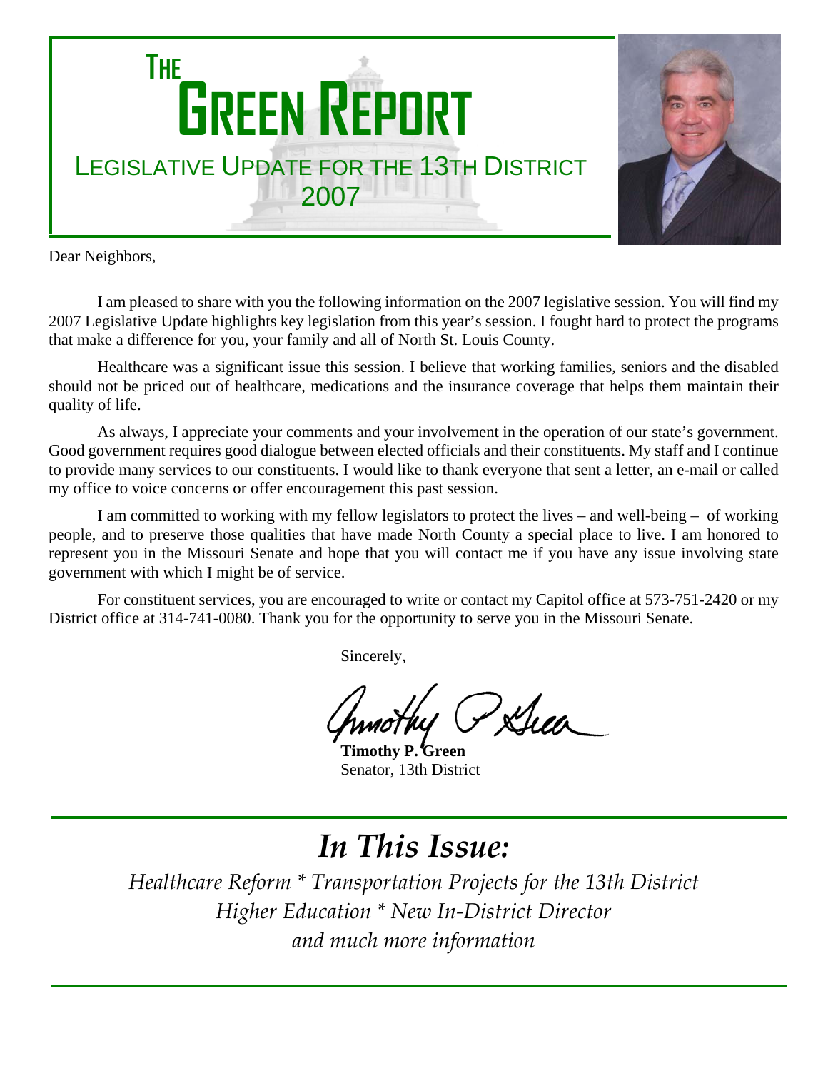# THE GREEN REPORT

## LEGISLATIVE UPDATE FOR THE 13TH DISTRICT 2007

Dear Neighbors,

I am pleased to share with you the following information on the 2007 legislative session. You will find my 2007 Legislative Update highlights key legislation from this year's session. I fought hard to protect the programs that make a difference for you, your family and all of North St. Louis County.

Healthcare was a significant issue this session. I believe that working families, seniors and the disabled should not be priced out of healthcare, medications and the insurance coverage that helps them maintain their quality of life.

As always, I appreciate your comments and your involvement in the operation of our state's government. Good government requires good dialogue between elected officials and their constituents. My staff and I continue to provide many services to our constituents. I would like to thank everyone that sent a letter, an e-mail or called my office to voice concerns or offer encouragement this past session.

I am committed to working with my fellow legislators to protect the lives – and well-being – of working people, and to preserve those qualities that have made North County a special place to live. I am honored to represent you in the Missouri Senate and hope that you will contact me if you have any issue involving state government with which I might be of service.

For constituent services, you are encouraged to write or contact my Capitol office at 573-751-2420 or my District office at 314-741-0080. Thank you for the opportunity to serve you in the Missouri Senate.

Sincerely,

**Timothy P. Green**
Senator, 13th District

## *In This Issue:*

*Healthcare Reform * Transportation Projects for the 13th District*
*Higher Education * New In-District Director*
*and much more information*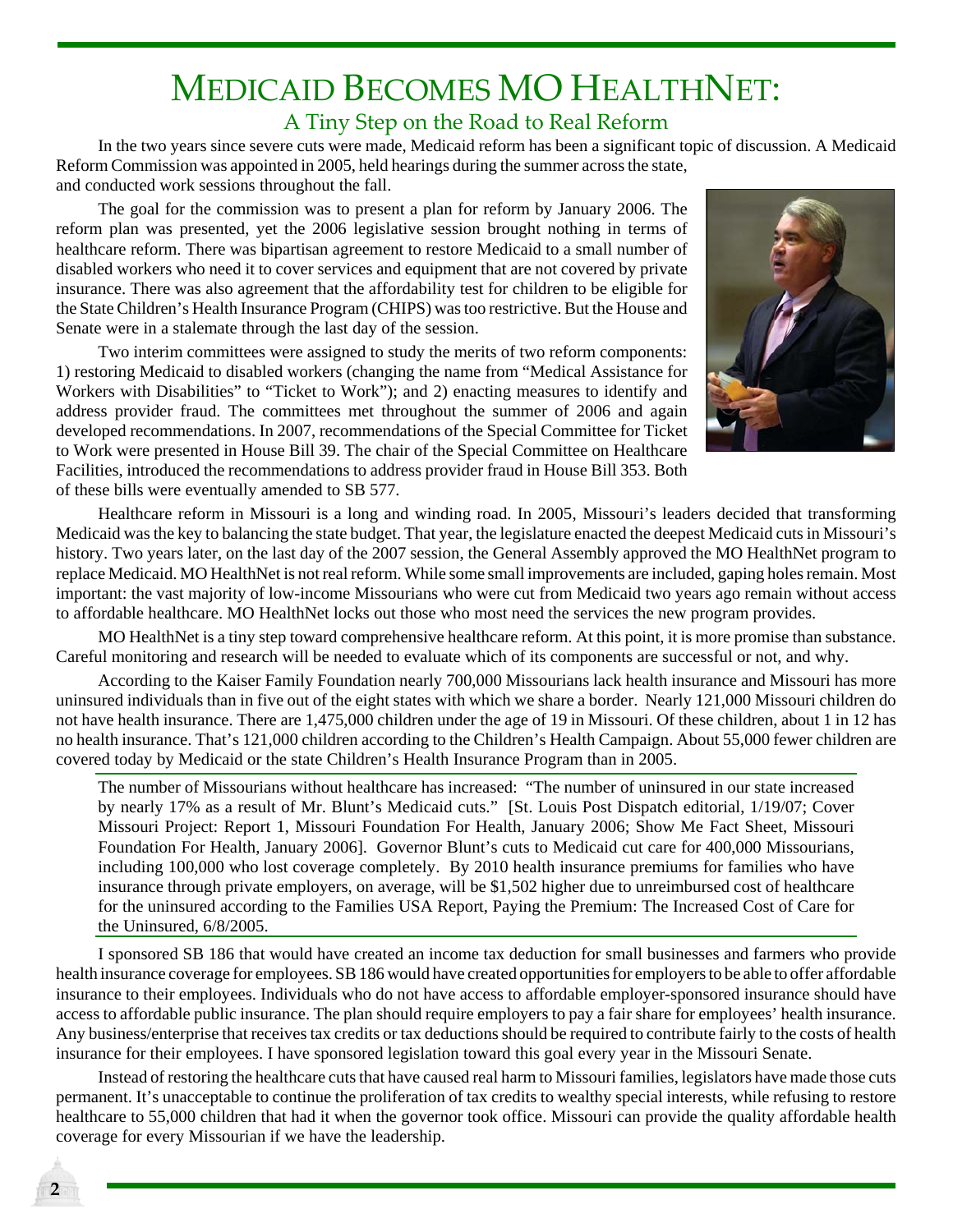# Medicaid Becomes MO HealthNet:

## A Tiny Step on the Road to Real Reform

In the two years since severe cuts were made, Medicaid reform has been a significant topic of discussion. A Medicaid Reform Commission was appointed in 2005, held hearings during the summer across the state, and conducted work sessions throughout the fall.

The goal for the commission was to present a plan for reform by January 2006. The reform plan was presented, yet the 2006 legislative session brought nothing in terms of healthcare reform. There was bipartisan agreement to restore Medicaid to a small number of disabled workers who need it to cover services and equipment that are not covered by private insurance. There was also agreement that the affordability test for children to be eligible for the State Children's Health Insurance Program (CHIPS) was too restrictive. But the House and Senate were in a stalemate through the last day of the session.

Two interim committees were assigned to study the merits of two reform components: 1) restoring Medicaid to disabled workers (changing the name from "Medical Assistance for Workers with Disabilities" to "Ticket to Work"); and 2) enacting measures to identify and address provider fraud. The committees met throughout the summer of 2006 and again developed recommendations. In 2007, recommendations of the Special Committee for Ticket to Work were presented in House Bill 39. The chair of the Special Committee on Healthcare Facilities, introduced the recommendations to address provider fraud in House Bill 353. Both of these bills were eventually amended to SB 577.

Healthcare reform in Missouri is a long and winding road. In 2005, Missouri's leaders decided that transforming Medicaid was the key to balancing the state budget. That year, the legislature enacted the deepest Medicaid cuts in Missouri's history. Two years later, on the last day of the 2007 session, the General Assembly approved the MO HealthNet program to replace Medicaid. MO HealthNet is not real reform. While some small improvements are included, gaping holes remain. Most important: the vast majority of low-income Missourians who were cut from Medicaid two years ago remain without access to affordable healthcare. MO HealthNet locks out those who most need the services the new program provides.

MO HealthNet is a tiny step toward comprehensive healthcare reform. At this point, it is more promise than substance. Careful monitoring and research will be needed to evaluate which of its components are successful or not, and why.

According to the Kaiser Family Foundation nearly 700,000 Missourians lack health insurance and Missouri has more uninsured individuals than in five out of the eight states with which we share a border. Nearly 121,000 Missouri children do not have health insurance. There are 1,475,000 children under the age of 19 in Missouri. Of these children, about 1 in 12 has no health insurance. That's 121,000 children according to the Children's Health Campaign. About 55,000 fewer children are covered today by Medicaid or the state Children's Health Insurance Program than in 2005.

---

The number of Missourians without healthcare has increased: "The number of uninsured in our state increased by nearly 17% as a result of Mr. Blunt's Medicaid cuts." [St. Louis Post Dispatch editorial, 1/19/07; Cover Missouri Project: Report 1, Missouri Foundation For Health, January 2006; Show Me Fact Sheet, Missouri Foundation For Health, January 2006]. Governor Blunt's cuts to Medicaid cut care for 400,000 Missourians, including 100,000 who lost coverage completely. By 2010 health insurance premiums for families who have insurance through private employers, on average, will be $1,502 higher due to unreimbursed cost of healthcare for the uninsured according to the Families USA Report, Paying the Premium: The Increased Cost of Care for the Uninsured, 6/8/2005.

---

I sponsored SB 186 that would have created an income tax deduction for small businesses and farmers who provide health insurance coverage for employees. SB 186 would have created opportunities for employers to be able to offer affordable insurance to their employees. Individuals who do not have access to affordable employer-sponsored insurance should have access to affordable public insurance. The plan should require employers to pay a fair share for employees' health insurance. Any business/enterprise that receives tax credits or tax deductions should be required to contribute fairly to the costs of health insurance for their employees. I have sponsored legislation toward this goal every year in the Missouri Senate.

Instead of restoring the healthcare cuts that have caused real harm to Missouri families, legislators have made those cuts permanent. It's unacceptable to continue the proliferation of tax credits to wealthy special interests, while refusing to restore healthcare to 55,000 children that had it when the governor took office. Missouri can provide the quality affordable health coverage for every Missourian if we have the leadership.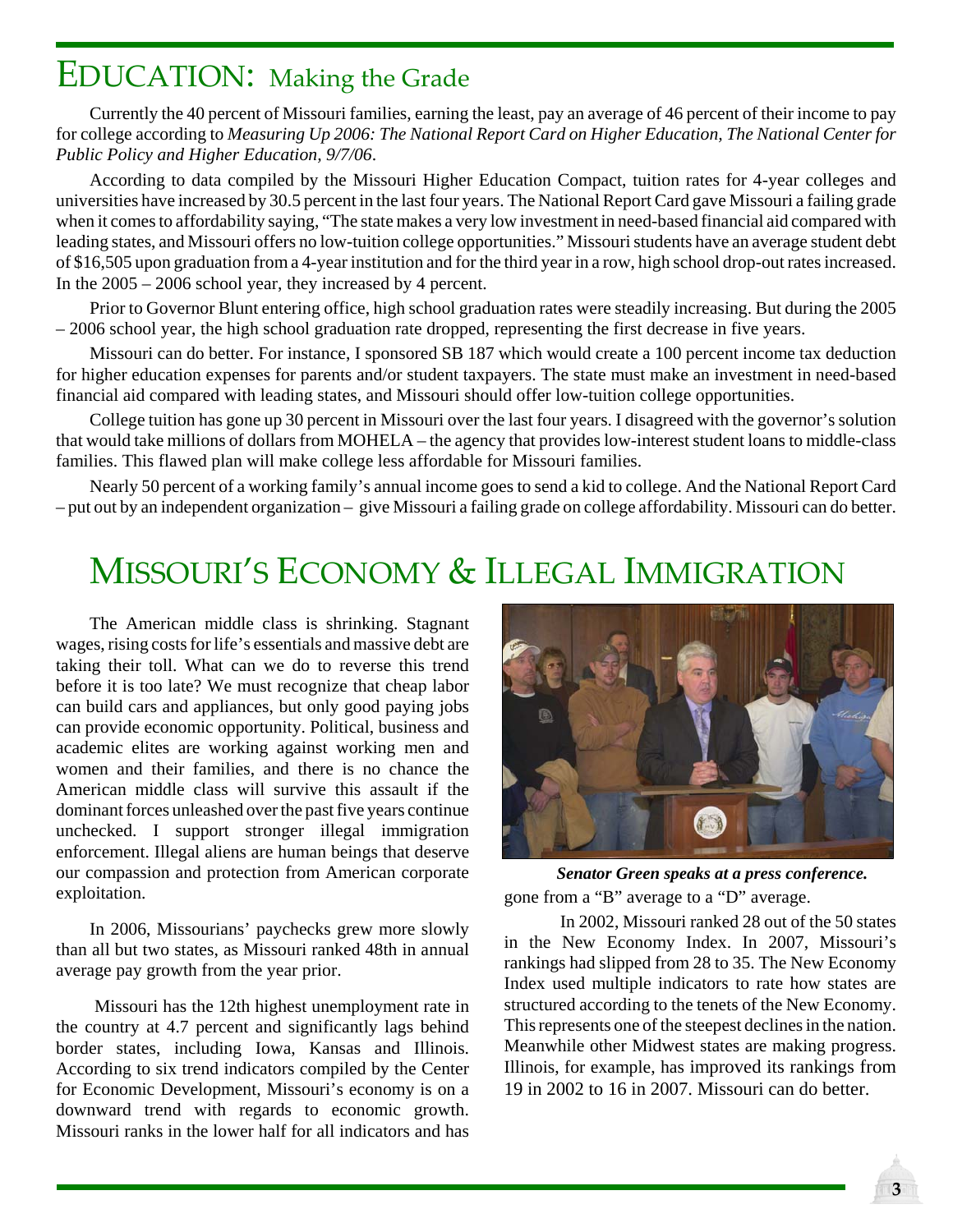# EDUCATION: Making the Grade

Currently the 40 percent of Missouri families, earning the least, pay an average of 46 percent of their income to pay for college according to *Measuring Up 2006: The National Report Card on Higher Education, The National Center for Public Policy and Higher Education, 9/7/06*.

According to data compiled by the Missouri Higher Education Compact, tuition rates for 4-year colleges and universities have increased by 30.5 percent in the last four years. The National Report Card gave Missouri a failing grade when it comes to affordability saying, "The state makes a very low investment in need-based financial aid compared with leading states, and Missouri offers no low-tuition college opportunities." Missouri students have an average student debt of $16,505 upon graduation from a 4-year institution and for the third year in a row, high school drop-out rates increased. In the 2005 – 2006 school year, they increased by 4 percent.

Prior to Governor Blunt entering office, high school graduation rates were steadily increasing. But during the 2005 – 2006 school year, the high school graduation rate dropped, representing the first decrease in five years.

Missouri can do better. For instance, I sponsored SB 187 which would create a 100 percent income tax deduction for higher education expenses for parents and/or student taxpayers. The state must make an investment in need-based financial aid compared with leading states, and Missouri should offer low-tuition college opportunities.

College tuition has gone up 30 percent in Missouri over the last four years. I disagreed with the governor's solution that would take millions of dollars from MOHELA – the agency that provides low-interest student loans to middle-class families. This flawed plan will make college less affordable for Missouri families.

Nearly 50 percent of a working family's annual income goes to send a kid to college. And the National Report Card – put out by an independent organization – give Missouri a failing grade on college affordability. Missouri can do better.

# MISSOURI'S ECONOMY & ILLEGAL IMMIGRATION

The American middle class is shrinking. Stagnant wages, rising costs for life's essentials and massive debt are taking their toll. What can we do to reverse this trend before it is too late? We must recognize that cheap labor can build cars and appliances, but only good paying jobs can provide economic opportunity. Political, business and academic elites are working against working men and women and their families, and there is no chance the American middle class will survive this assault if the dominant forces unleashed over the past five years continue unchecked. I support stronger illegal immigration enforcement. Illegal aliens are human beings that deserve our compassion and protection from American corporate exploitation.

In 2006, Missourians' paychecks grew more slowly than all but two states, as Missouri ranked 48th in annual average pay growth from the year prior.

Missouri has the 12th highest unemployment rate in the country at 4.7 percent and significantly lags behind border states, including Iowa, Kansas and Illinois. According to six trend indicators compiled by the Center for Economic Development, Missouri's economy is on a downward trend with regards to economic growth. Missouri ranks in the lower half for all indicators and has gone from a "B" average to a "D" average.

***Senator Green speaks at a press conference.***

In 2002, Missouri ranked 28 out of the 50 states in the New Economy Index. In 2007, Missouri's rankings had slipped from 28 to 35. The New Economy Index used multiple indicators to rate how states are structured according to the tenets of the New Economy. This represents one of the steepest declines in the nation. Meanwhile other Midwest states are making progress. Illinois, for example, has improved its rankings from 19 in 2002 to 16 in 2007. Missouri can do better.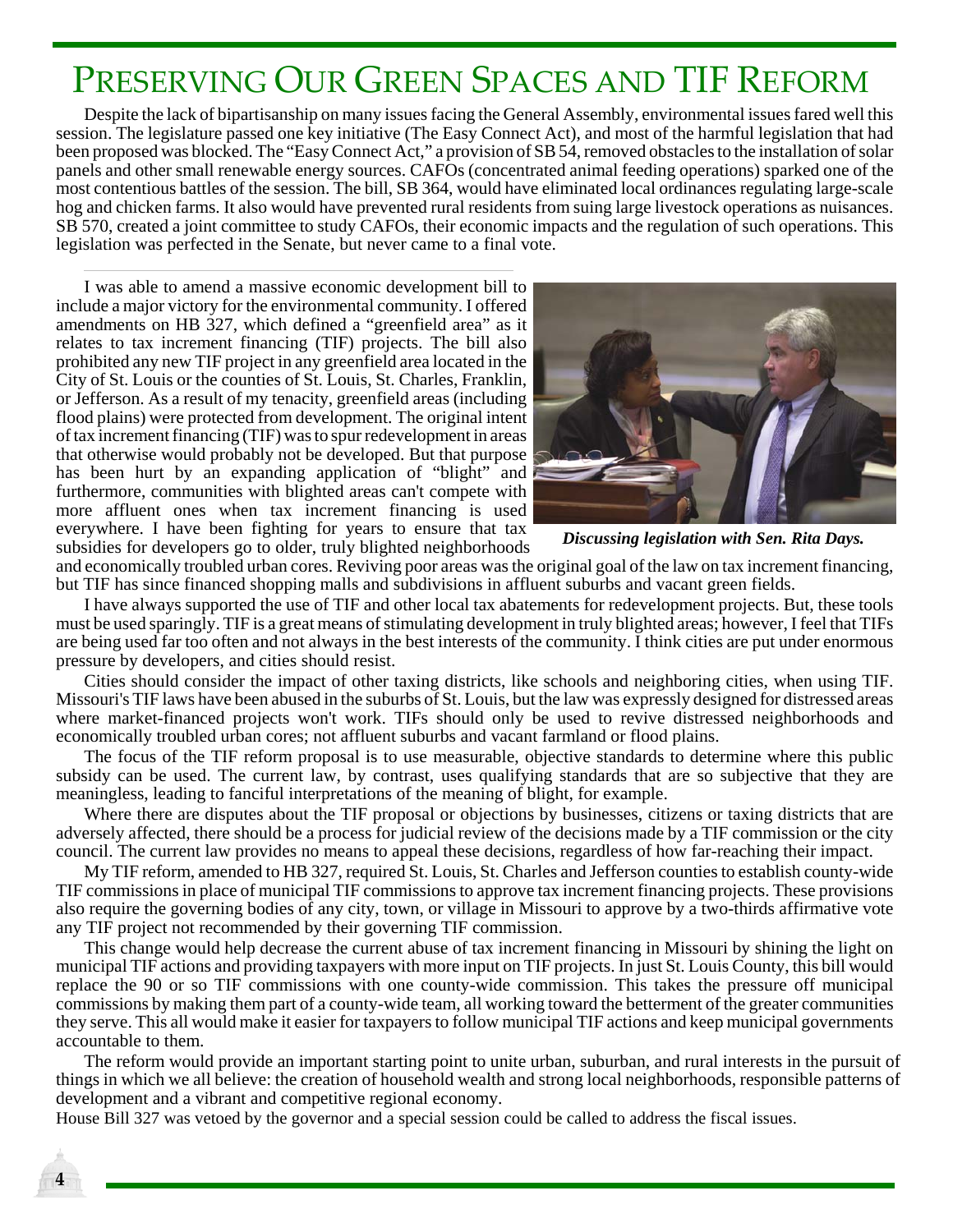# Preserving Our Green Spaces and TIF Reform

Despite the lack of bipartisanship on many issues facing the General Assembly, environmental issues fared well this session. The legislature passed one key initiative (The Easy Connect Act), and most of the harmful legislation that had been proposed was blocked. The "Easy Connect Act," a provision of SB 54, removed obstacles to the installation of solar panels and other small renewable energy sources. CAFOs (concentrated animal feeding operations) sparked one of the most contentious battles of the session. The bill, SB 364, would have eliminated local ordinances regulating large-scale hog and chicken farms. It also would have prevented rural residents from suing large livestock operations as nuisances. SB 570, created a joint committee to study CAFOs, their economic impacts and the regulation of such operations. This legislation was perfected in the Senate, but never came to a final vote.

I was able to amend a massive economic development bill to include a major victory for the environmental community. I offered amendments on HB 327, which defined a "greenfield area" as it relates to tax increment financing (TIF) projects. The bill also prohibited any new TIF project in any greenfield area located in the City of St. Louis or the counties of St. Louis, St. Charles, Franklin, or Jefferson. As a result of my tenacity, greenfield areas (including flood plains) were protected from development. The original intent of tax increment financing (TIF) was to spur redevelopment in areas that otherwise would probably not be developed. But that purpose has been hurt by an expanding application of "blight" and furthermore, communities with blighted areas can't compete with more affluent ones when tax increment financing is used everywhere. I have been fighting for years to ensure that tax subsidies for developers go to older, truly blighted neighborhoods and economically troubled urban cores. Reviving poor areas was the original goal of the law on tax increment financing, but TIF has since financed shopping malls and subdivisions in affluent suburbs and vacant green fields.

***Discussing legislation with Sen. Rita Days.***

I have always supported the use of TIF and other local tax abatements for redevelopment projects. But, these tools must be used sparingly. TIF is a great means of stimulating development in truly blighted areas; however, I feel that TIFs are being used far too often and not always in the best interests of the community. I think cities are put under enormous pressure by developers, and cities should resist.

Cities should consider the impact of other taxing districts, like schools and neighboring cities, when using TIF. Missouri's TIF laws have been abused in the suburbs of St. Louis, but the law was expressly designed for distressed areas where market-financed projects won't work. TIFs should only be used to revive distressed neighborhoods and economically troubled urban cores; not affluent suburbs and vacant farmland or flood plains.

The focus of the TIF reform proposal is to use measurable, objective standards to determine where this public subsidy can be used. The current law, by contrast, uses qualifying standards that are so subjective that they are meaningless, leading to fanciful interpretations of the meaning of blight, for example.

Where there are disputes about the TIF proposal or objections by businesses, citizens or taxing districts that are adversely affected, there should be a process for judicial review of the decisions made by a TIF commission or the city council. The current law provides no means to appeal these decisions, regardless of how far-reaching their impact.

My TIF reform, amended to HB 327, required St. Louis, St. Charles and Jefferson counties to establish county-wide TIF commissions in place of municipal TIF commissions to approve tax increment financing projects. These provisions also require the governing bodies of any city, town, or village in Missouri to approve by a two-thirds affirmative vote any TIF project not recommended by their governing TIF commission.

This change would help decrease the current abuse of tax increment financing in Missouri by shining the light on municipal TIF actions and providing taxpayers with more input on TIF projects. In just St. Louis County, this bill would replace the 90 or so TIF commissions with one county-wide commission. This takes the pressure off municipal commissions by making them part of a county-wide team, all working toward the betterment of the greater communities they serve. This all would make it easier for taxpayers to follow municipal TIF actions and keep municipal governments accountable to them.

The reform would provide an important starting point to unite urban, suburban, and rural interests in the pursuit of things in which we all believe: the creation of household wealth and strong local neighborhoods, responsible patterns of development and a vibrant and competitive regional economy.

House Bill 327 was vetoed by the governor and a special session could be called to address the fiscal issues.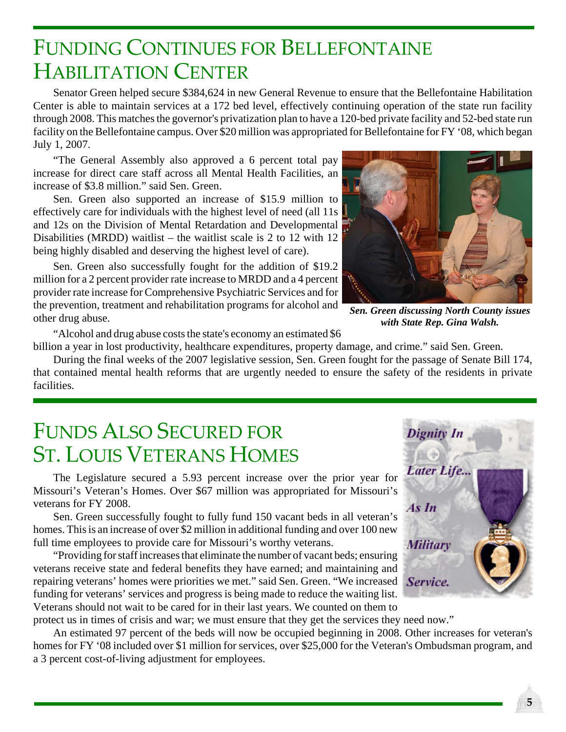# Funding Continues for Bellefontaine Habilitation Center

Senator Green helped secure $384,624 in new General Revenue to ensure that the Bellefontaine Habilitation Center is able to maintain services at a 172 bed level, effectively continuing operation of the state run facility through 2008. This matches the governor's privatization plan to have a 120-bed private facility and 52-bed state run facility on the Bellefontaine campus. Over $20 million was appropriated for Bellefontaine for FY '08, which began July 1, 2007.

"The General Assembly also approved a 6 percent total pay increase for direct care staff across all Mental Health Facilities, an increase of $3.8 million." said Sen. Green.

Sen. Green also supported an increase of $15.9 million to effectively care for individuals with the highest level of need (all 11s and 12s on the Division of Mental Retardation and Developmental Disabilities (MRDD) waitlist – the waitlist scale is 2 to 12 with 12 being highly disabled and deserving the highest level of care).

Sen. Green also successfully fought for the addition of $19.2 million for a 2 percent provider rate increase to MRDD and a 4 percent provider rate increase for Comprehensive Psychiatric Services and for the prevention, treatment and rehabilitation programs for alcohol and other drug abuse.

***Sen. Green discussing North County issues with State Rep. Gina Walsh.***

"Alcohol and drug abuse costs the state's economy an estimated $6 billion a year in lost productivity, healthcare expenditures, property damage, and crime." said Sen. Green.

During the final weeks of the 2007 legislative session, Sen. Green fought for the passage of Senate Bill 174, that contained mental health reforms that are urgently needed to ensure the safety of the residents in private facilities.

# Funds Also Secured for St. Louis Veterans Homes

The Legislature secured a 5.93 percent increase over the prior year for Missouri's Veteran's Homes. Over $67 million was appropriated for Missouri's veterans for FY 2008.

Sen. Green successfully fought to fully fund 150 vacant beds in all veteran's homes. This is an increase of over $2 million in additional funding and over 100 new full time employees to provide care for Missouri's worthy veterans.

"Providing for staff increases that eliminate the number of vacant beds; ensuring veterans receive state and federal benefits they have earned; and maintaining and repairing veterans' homes were priorities we met." said Sen. Green. "We increased funding for veterans' services and progress is being made to reduce the waiting list. Veterans should not wait to be cared for in their last years. We counted on them to protect us in times of crisis and war; we must ensure that they get the services they need now."

An estimated 97 percent of the beds will now be occupied beginning in 2008. Other increases for veteran's homes for FY '08 included over $1 million for services, over $25,000 for the Veteran's Ombudsman program, and a 3 percent cost-of-living adjustment for employees.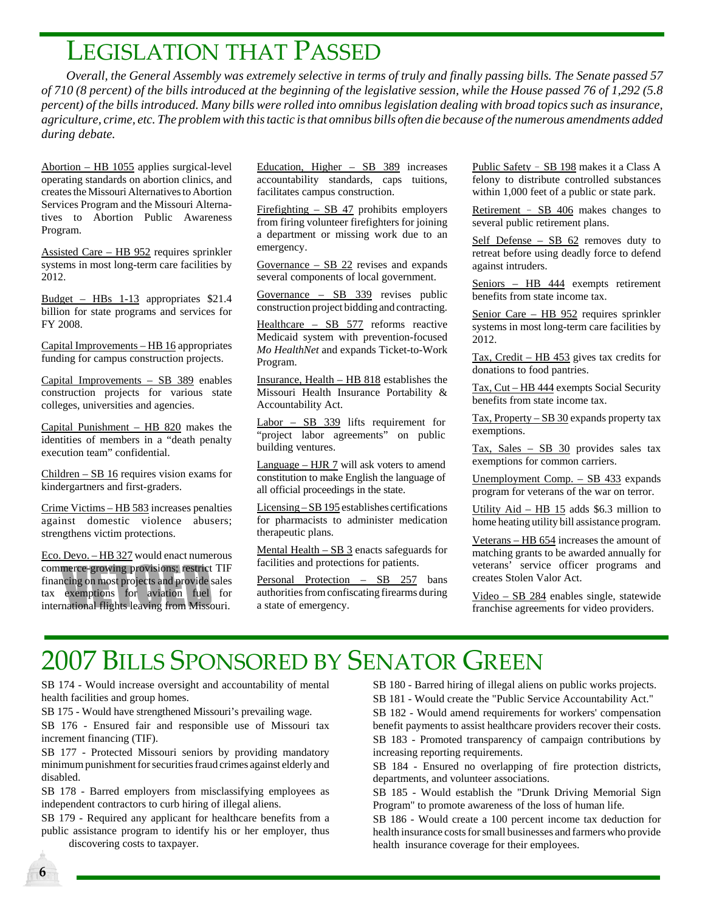# Legislation that Passed

*Overall, the General Assembly was extremely selective in terms of truly and finally passing bills. The Senate passed 57 of 710 (8 percent) of the bills introduced at the beginning of the legislative session, while the House passed 76 of 1,292 (5.8 percent) of the bills introduced. Many bills were rolled into omnibus legislation dealing with broad topics such as insurance, agriculture, crime, etc. The problem with this tactic is that omnibus bills often die because of the numerous amendments added during debate.*

Abortion – HB 1055 applies surgical-level operating standards on abortion clinics, and creates the Missouri Alternatives to Abortion Services Program and the Missouri Alternatives to Abortion Public Awareness Program.

Assisted Care – HB 952 requires sprinkler systems in most long-term care facilities by 2012.

Budget – HBs 1-13 appropriates $21.4 billion for state programs and services for FY 2008.

Capital Improvements – HB 16 appropriates funding for campus construction projects.

Capital Improvements – SB 389 enables construction projects for various state colleges, universities and agencies.

Capital Punishment – HB 820 makes the identities of members in a "death penalty execution team" confidential.

Children – SB 16 requires vision exams for kindergartners and first-graders.

Crime Victims – HB 583 increases penalties against domestic violence abusers; strengthens victim protections.

Eco. Devo. – HB 327 would enact numerous commerce-growing provisions; restrict TIF financing on most projects and provide sales tax exemptions for aviation fuel for international flights leaving from Missouri. VETOED

Education, Higher – SB 389 increases accountability standards, caps tuitions, facilitates campus construction.

Firefighting – SB 47 prohibits employers from firing volunteer firefighters for joining a department or missing work due to an emergency.

Governance – SB 22 revises and expands several components of local government.

Governance – SB 339 revises public construction project bidding and contracting.

Healthcare – SB 577 reforms reactive Medicaid system with prevention-focused *Mo HealthNet* and expands Ticket-to-Work Program.

Insurance, Health – HB 818 establishes the Missouri Health Insurance Portability & Accountability Act.

Labor – SB 339 lifts requirement for "project labor agreements" on public building ventures.

Language – HJR 7 will ask voters to amend constitution to make English the language of all official proceedings in the state.

Licensing – SB 195 establishes certifications for pharmacists to administer medication therapeutic plans.

Mental Health – SB 3 enacts safeguards for facilities and protections for patients.

Personal Protection – SB 257 bans authorities from confiscating firearms during a state of emergency.

Public Safety – SB 198 makes it a Class A felony to distribute controlled substances within 1,000 feet of a public or state park.

Retirement – SB 406 makes changes to several public retirement plans.

Self Defense – SB 62 removes duty to retreat before using deadly force to defend against intruders.

Seniors – HB 444 exempts retirement benefits from state income tax.

Senior Care – HB 952 requires sprinkler systems in most long-term care facilities by 2012.

Tax, Credit – HB 453 gives tax credits for donations to food pantries.

Tax, Cut – HB 444 exempts Social Security benefits from state income tax.

Tax, Property – SB 30 expands property tax exemptions.

Tax, Sales – SB 30 provides sales tax exemptions for common carriers.

Unemployment Comp. – SB 433 expands program for veterans of the war on terror.

Utility Aid – HB 15 adds $6.3 million to home heating utility bill assistance program.

Veterans – HB 654 increases the amount of matching grants to be awarded annually for veterans' service officer programs and creates Stolen Valor Act.

Video – SB 284 enables single, statewide franchise agreements for video providers.

# 2007 Bills Sponsored by Senator Green

SB 174 - Would increase oversight and accountability of mental health facilities and group homes.

SB 175 - Would have strengthened Missouri's prevailing wage.

SB 176 - Ensured fair and responsible use of Missouri tax increment financing (TIF).

SB 177 - Protected Missouri seniors by providing mandatory minimum punishment for securities fraud crimes against elderly and disabled.

SB 178 - Barred employers from misclassifying employees as independent contractors to curb hiring of illegal aliens.

SB 179 - Required any applicant for healthcare benefits from a public assistance program to identify his or her employer, thus discovering costs to taxpayer.

SB 180 - Barred hiring of illegal aliens on public works projects.

SB 181 - Would create the "Public Service Accountability Act."

SB 182 - Would amend requirements for workers' compensation benefit payments to assist healthcare providers recover their costs.

SB 183 - Promoted transparency of campaign contributions by increasing reporting requirements.

SB 184 - Ensured no overlapping of fire protection districts, departments, and volunteer associations.

SB 185 - Would establish the "Drunk Driving Memorial Sign Program" to promote awareness of the loss of human life.

SB 186 - Would create a 100 percent income tax deduction for health insurance costs for small businesses and farmers who provide health insurance coverage for their employees.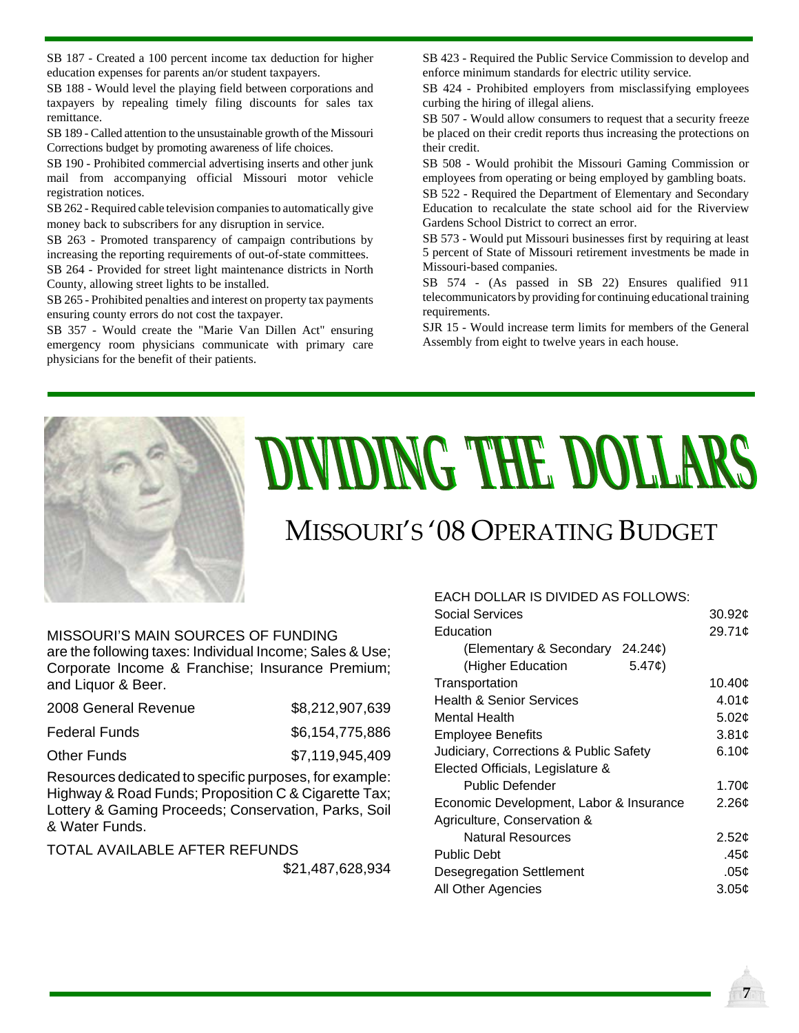SB 187 - Created a 100 percent income tax deduction for higher education expenses for parents an/or student taxpayers.

SB 188 - Would level the playing field between corporations and taxpayers by repealing timely filing discounts for sales tax remittance.

SB 189 - Called attention to the unsustainable growth of the Missouri Corrections budget by promoting awareness of life choices.

SB 190 - Prohibited commercial advertising inserts and other junk mail from accompanying official Missouri motor vehicle registration notices.

SB 262 - Required cable television companies to automatically give money back to subscribers for any disruption in service.

SB 263 - Promoted transparency of campaign contributions by increasing the reporting requirements of out-of-state committees.

SB 264 - Provided for street light maintenance districts in North County, allowing street lights to be installed.

SB 265 - Prohibited penalties and interest on property tax payments ensuring county errors do not cost the taxpayer.

SB 357 - Would create the "Marie Van Dillen Act" ensuring emergency room physicians communicate with primary care physicians for the benefit of their patients.

SB 423 - Required the Public Service Commission to develop and enforce minimum standards for electric utility service.

SB 424 - Prohibited employers from misclassifying employees curbing the hiring of illegal aliens.

SB 507 - Would allow consumers to request that a security freeze be placed on their credit reports thus increasing the protections on their credit.

SB 508 - Would prohibit the Missouri Gaming Commission or employees from operating or being employed by gambling boats.

SB 522 - Required the Department of Elementary and Secondary Education to recalculate the state school aid for the Riverview Gardens School District to correct an error.

SB 573 - Would put Missouri businesses first by requiring at least 5 percent of State of Missouri retirement investments be made in Missouri-based companies.

SB 574 - (As passed in SB 22) Ensures qualified 911 telecommunicators by providing for continuing educational training requirements.

SJR 15 - Would increase term limits for members of the General Assembly from eight to twelve years in each house.

# DIVIDING THE DOLLARS

## MISSOURI'S '08 OPERATING BUDGET

MISSOURI'S MAIN SOURCES OF FUNDING are the following taxes: Individual Income; Sales & Use; Corporate Income & Franchise; Insurance Premium; and Liquor & Beer.

| | |
|---|---|
| 2008 General Revenue | $8,212,907,639 |
| Federal Funds | $6,154,775,886 |
| Other Funds | $7,119,945,409 |

Resources dedicated to specific purposes, for example: Highway & Road Funds; Proposition C & Cigarette Tax; Lottery & Gaming Proceeds; Conservation, Parks, Soil & Water Funds.

TOTAL AVAILABLE AFTER REFUNDS $21,487,628,934

EACH DOLLAR IS DIVIDED AS FOLLOWS:

| | | |
|---|---|---|
| Social Services | | 30.92¢ |
| Education | | 29.71¢ |
| (Elementary & Secondary | 24.24¢) | |
| (Higher Education | 5.47¢) | |
| Transportation | | 10.40¢ |
| Health & Senior Services | | 4.01¢ |
| Mental Health | | 5.02¢ |
| Employee Benefits | | 3.81¢ |
| Judiciary, Corrections & Public Safety | | 6.10¢ |
| Elected Officials, Legislature & Public Defender | | 1.70¢ |
| Economic Development, Labor & Insurance | | 2.26¢ |
| Agriculture, Conservation & Natural Resources | | 2.52¢ |
| Public Debt | | .45¢ |
| Desegregation Settlement | | .05¢ |
| All Other Agencies | | 3.05¢ |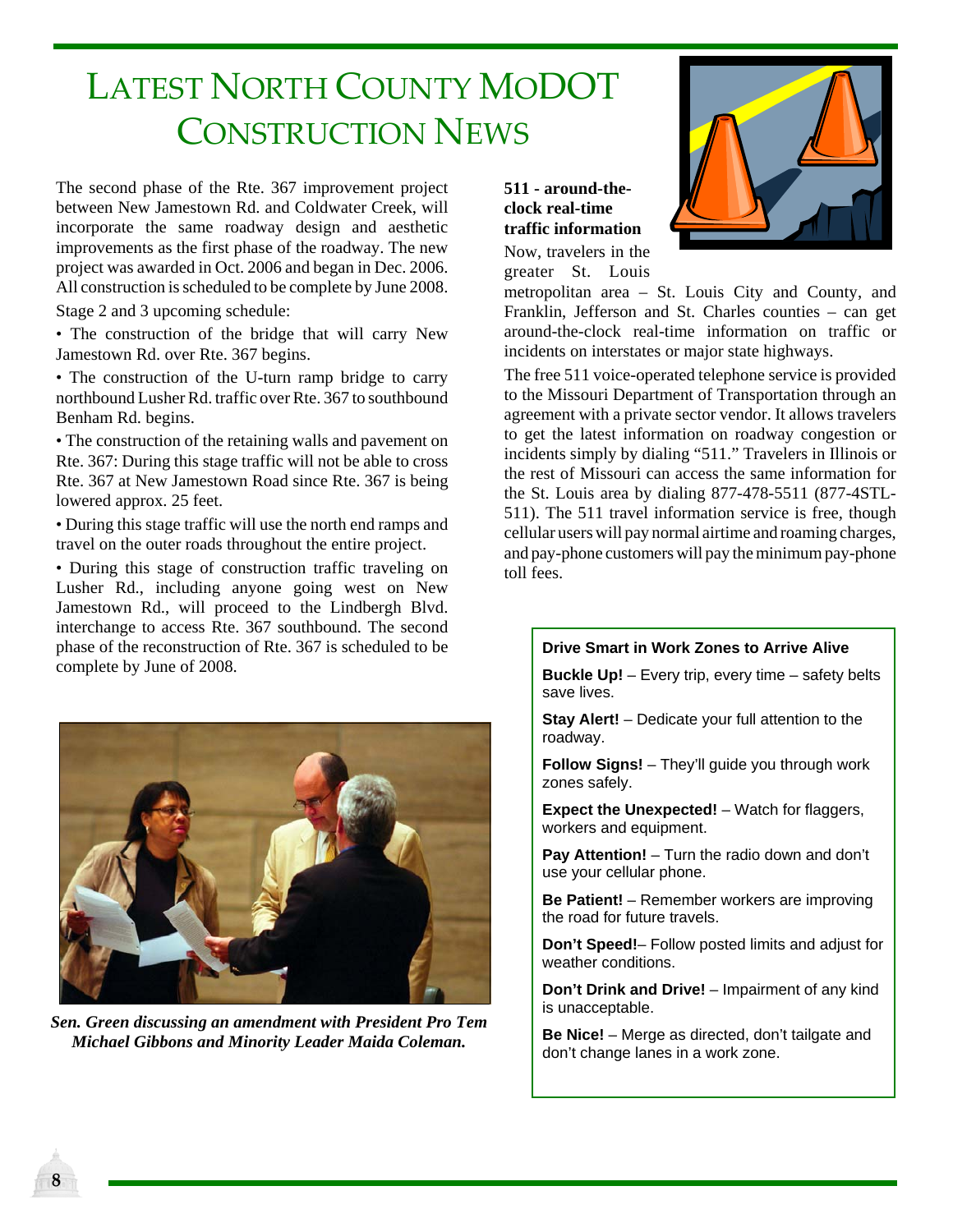# Latest North County MoDOT Construction News

The second phase of the Rte. 367 improvement project between New Jamestown Rd. and Coldwater Creek, will incorporate the same roadway design and aesthetic improvements as the first phase of the roadway. The new project was awarded in Oct. 2006 and began in Dec. 2006. All construction is scheduled to be complete by June 2008.

Stage 2 and 3 upcoming schedule:

- The construction of the bridge that will carry New Jamestown Rd. over Rte. 367 begins.
- The construction of the U-turn ramp bridge to carry northbound Lusher Rd. traffic over Rte. 367 to southbound Benham Rd. begins.
- The construction of the retaining walls and pavement on Rte. 367: During this stage traffic will not be able to cross Rte. 367 at New Jamestown Road since Rte. 367 is being lowered approx. 25 feet.
- During this stage traffic will use the north end ramps and travel on the outer roads throughout the entire project.
- During this stage of construction traffic traveling on Lusher Rd., including anyone going west on New Jamestown Rd., will proceed to the Lindbergh Blvd. interchange to access Rte. 367 southbound. The second phase of the reconstruction of Rte. 367 is scheduled to be complete by June of 2008.

*Sen. Green discussing an amendment with President Pro Tem Michael Gibbons and Minority Leader Maida Coleman.*

**511 - around-the-clock real-time traffic information**

Now, travelers in the greater St. Louis metropolitan area – St. Louis City and County, and Franklin, Jefferson and St. Charles counties – can get around-the-clock real-time information on traffic or incidents on interstates or major state highways.

The free 511 voice-operated telephone service is provided to the Missouri Department of Transportation through an agreement with a private sector vendor. It allows travelers to get the latest information on roadway congestion or incidents simply by dialing "511." Travelers in Illinois or the rest of Missouri can access the same information for the St. Louis area by dialing 877-478-5511 (877-4STL-511). The 511 travel information service is free, though cellular users will pay normal airtime and roaming charges, and pay-phone customers will pay the minimum pay-phone toll fees.

**Drive Smart in Work Zones to Arrive Alive**

**Buckle Up!** – Every trip, every time – safety belts save lives.

**Stay Alert!** – Dedicate your full attention to the roadway.

**Follow Signs!** – They'll guide you through work zones safely.

**Expect the Unexpected!** – Watch for flaggers, workers and equipment.

**Pay Attention!** – Turn the radio down and don't use your cellular phone.

**Be Patient!** – Remember workers are improving the road for future travels.

**Don't Speed!**– Follow posted limits and adjust for weather conditions.

**Don't Drink and Drive!** – Impairment of any kind is unacceptable.

**Be Nice!** – Merge as directed, don't tailgate and don't change lanes in a work zone.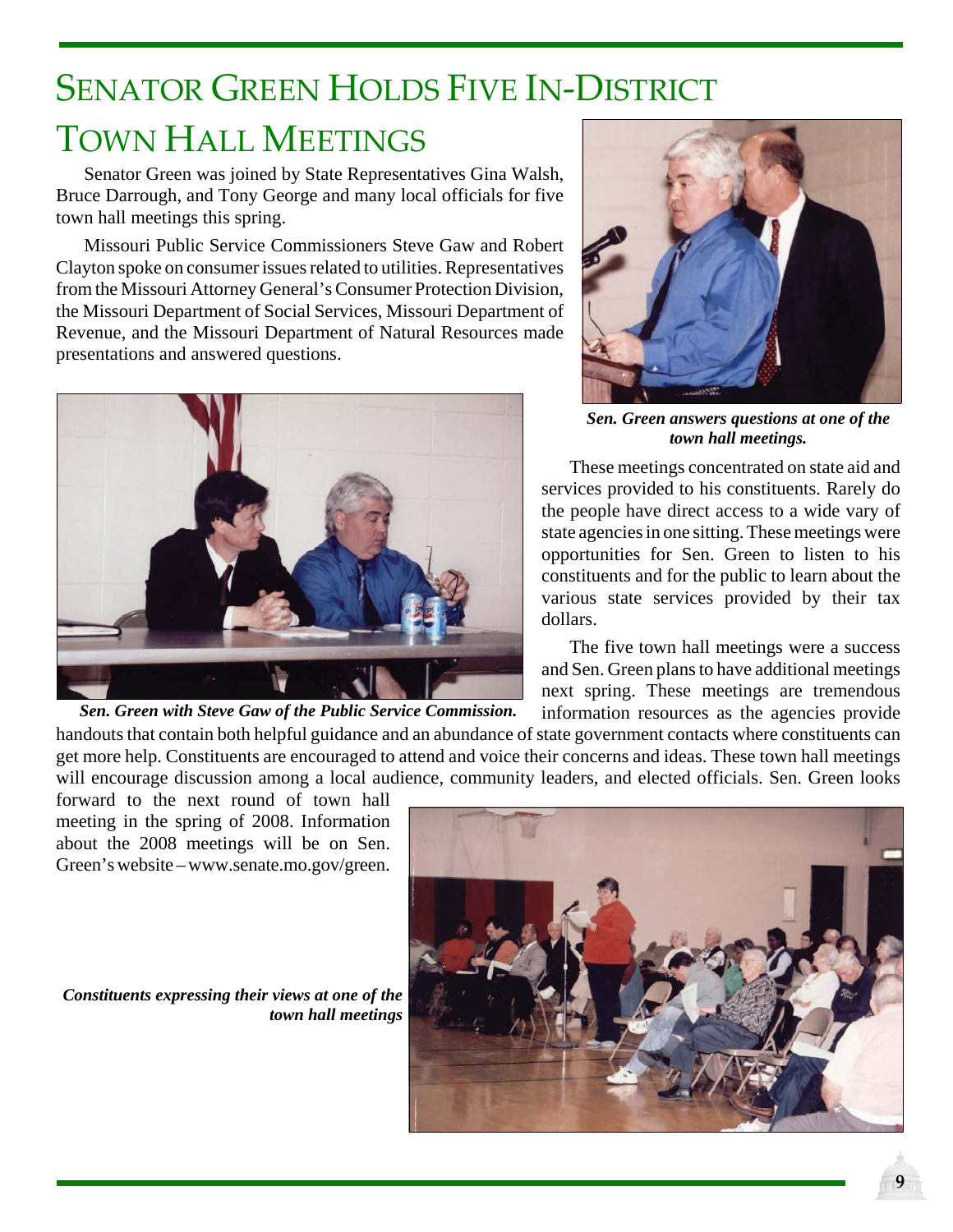# Senator Green Holds Five In-District Town Hall Meetings

Senator Green was joined by State Representatives Gina Walsh, Bruce Darrough, and Tony George and many local officials for five town hall meetings this spring.

Missouri Public Service Commissioners Steve Gaw and Robert Clayton spoke on consumer issues related to utilities. Representatives from the Missouri Attorney General's Consumer Protection Division, the Missouri Department of Social Services, Missouri Department of Revenue, and the Missouri Department of Natural Resources made presentations and answered questions.

***Sen. Green answers questions at one of the town hall meetings.***

***Sen. Green with Steve Gaw of the Public Service Commission.***

These meetings concentrated on state aid and services provided to his constituents. Rarely do the people have direct access to a wide vary of state agencies in one sitting. These meetings were opportunities for Sen. Green to listen to his constituents and for the public to learn about the various state services provided by their tax dollars.

The five town hall meetings were a success and Sen. Green plans to have additional meetings next spring. These meetings are tremendous information resources as the agencies provide handouts that contain both helpful guidance and an abundance of state government contacts where constituents can get more help. Constituents are encouraged to attend and voice their concerns and ideas. These town hall meetings will encourage discussion among a local audience, community leaders, and elected officials. Sen. Green looks forward to the next round of town hall meeting in the spring of 2008. Information about the 2008 meetings will be on Sen. Green's website – www.senate.mo.gov/green.

***Constituents expressing their views at one of the town hall meetings***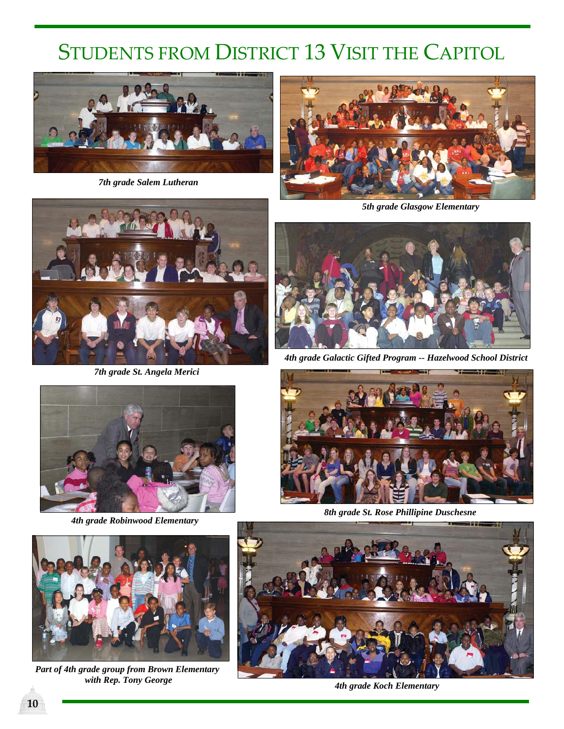# Students from District 13 Visit the Capitol

*7th grade Salem Lutheran*

*5th grade Glasgow Elementary*

*7th grade St. Angela Merici*

*4th grade Galactic Gifted Program -- Hazelwood School District*

*4th grade Robinwood Elementary*

*8th grade St. Rose Phillipine Duschesne*

*Part of 4th grade group from Brown Elementary with Rep. Tony George*

*4th grade Koch Elementary*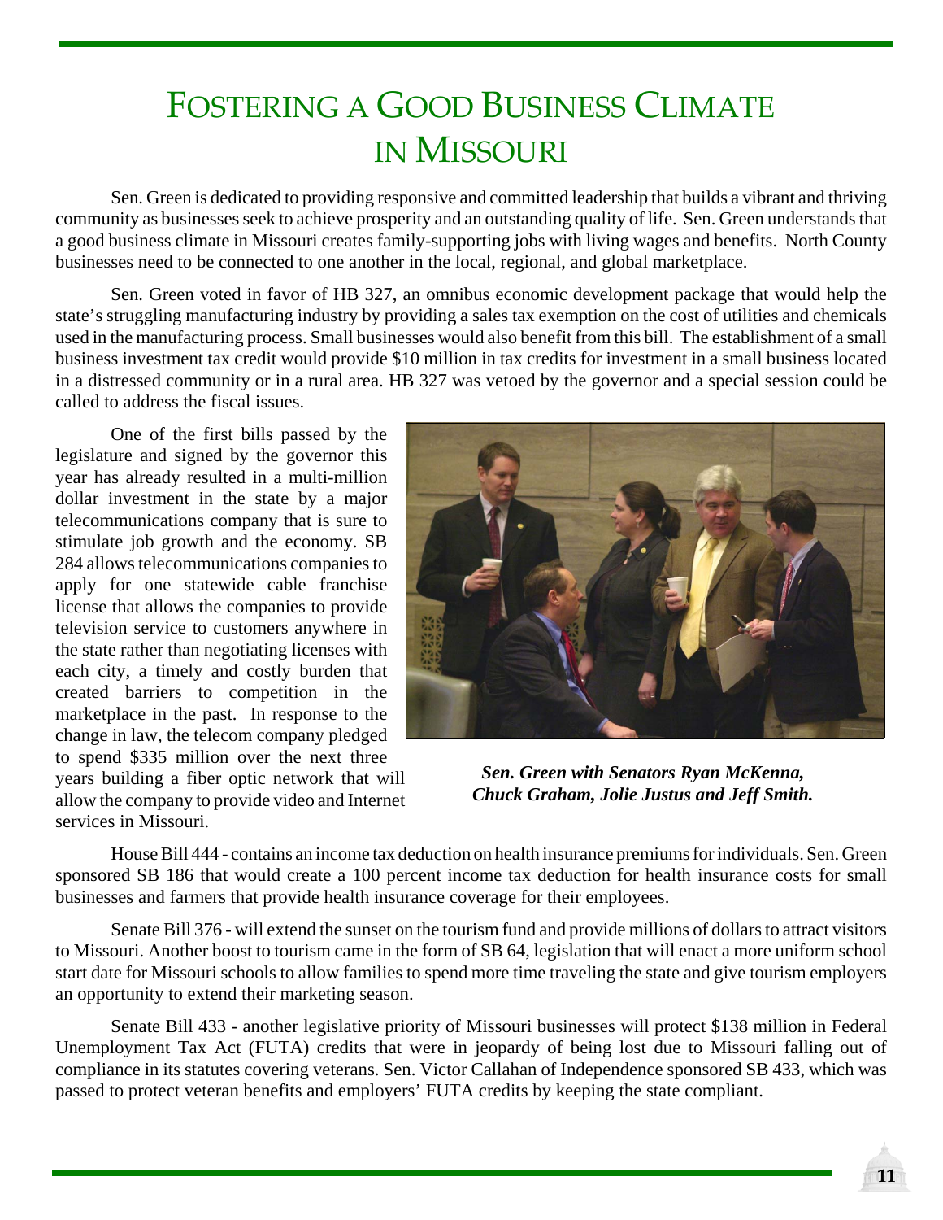# Fostering a Good Business Climate in Missouri

Sen. Green is dedicated to providing responsive and committed leadership that builds a vibrant and thriving community as businesses seek to achieve prosperity and an outstanding quality of life. Sen. Green understands that a good business climate in Missouri creates family-supporting jobs with living wages and benefits. North County businesses need to be connected to one another in the local, regional, and global marketplace.

Sen. Green voted in favor of HB 327, an omnibus economic development package that would help the state's struggling manufacturing industry by providing a sales tax exemption on the cost of utilities and chemicals used in the manufacturing process. Small businesses would also benefit from this bill. The establishment of a small business investment tax credit would provide $10 million in tax credits for investment in a small business located in a distressed community or in a rural area. HB 327 was vetoed by the governor and a special session could be called to address the fiscal issues.

One of the first bills passed by the legislature and signed by the governor this year has already resulted in a multi-million dollar investment in the state by a major telecommunications company that is sure to stimulate job growth and the economy. SB 284 allows telecommunications companies to apply for one statewide cable franchise license that allows the companies to provide television service to customers anywhere in the state rather than negotiating licenses with each city, a timely and costly burden that created barriers to competition in the marketplace in the past. In response to the change in law, the telecom company pledged to spend $335 million over the next three years building a fiber optic network that will allow the company to provide video and Internet services in Missouri.

***Sen. Green with Senators Ryan McKenna, Chuck Graham, Jolie Justus and Jeff Smith.***

House Bill 444 - contains an income tax deduction on health insurance premiums for individuals. Sen. Green sponsored SB 186 that would create a 100 percent income tax deduction for health insurance costs for small businesses and farmers that provide health insurance coverage for their employees.

Senate Bill 376 - will extend the sunset on the tourism fund and provide millions of dollars to attract visitors to Missouri. Another boost to tourism came in the form of SB 64, legislation that will enact a more uniform school start date for Missouri schools to allow families to spend more time traveling the state and give tourism employers an opportunity to extend their marketing season.

Senate Bill 433 - another legislative priority of Missouri businesses will protect $138 million in Federal Unemployment Tax Act (FUTA) credits that were in jeopardy of being lost due to Missouri falling out of compliance in its statutes covering veterans. Sen. Victor Callahan of Independence sponsored SB 433, which was passed to protect veteran benefits and employers' FUTA credits by keeping the state compliant.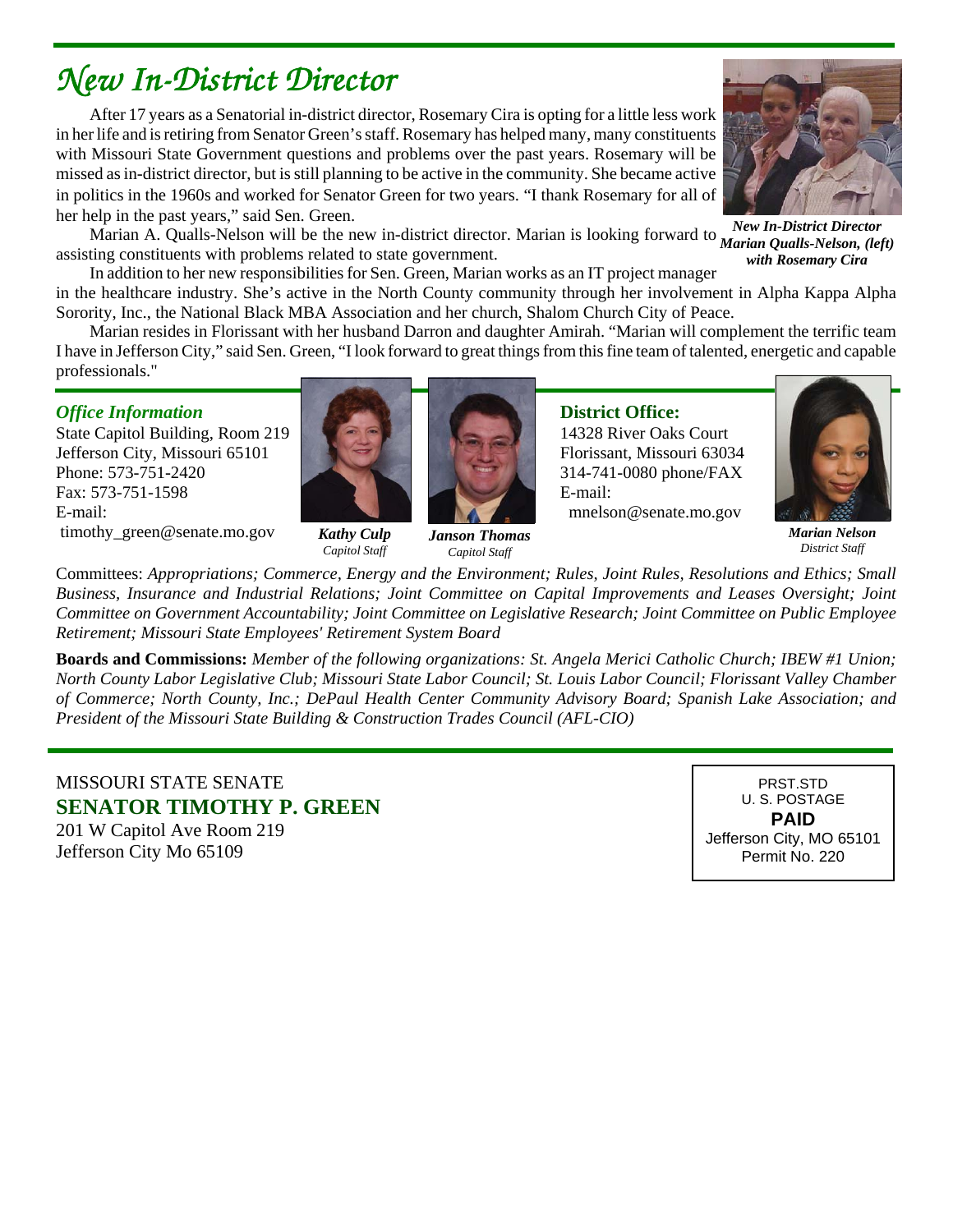# *New In-District Director*

After 17 years as a Senatorial in-district director, Rosemary Cira is opting for a little less work in her life and is retiring from Senator Green's staff. Rosemary has helped many, many constituents with Missouri State Government questions and problems over the past years. Rosemary will be missed as in-district director, but is still planning to be active in the community. She became active in politics in the 1960s and worked for Senator Green for two years. "I thank Rosemary for all of her help in the past years," said Sen. Green.

Marian A. Qualls-Nelson will be the new in-district director. Marian is looking forward to assisting constituents with problems related to state government.

***New In-District Director Marian Qualls-Nelson, (left) with Rosemary Cira***

In addition to her new responsibilities for Sen. Green, Marian works as an IT project manager in the healthcare industry. She's active in the North County community through her involvement in Alpha Kappa Alpha Sorority, Inc., the National Black MBA Association and her church, Shalom Church City of Peace.

Marian resides in Florissant with her husband Darron and daughter Amirah. "Marian will complement the terrific team I have in Jefferson City," said Sen. Green, "I look forward to great things from this fine team of talented, energetic and capable professionals."

### *Office Information*

State Capitol Building, Room 219
Jefferson City, Missouri 65101
Phone: 573-751-2420
Fax: 573-751-1598
E-mail:
timothy_green@senate.mo.gov

***Kathy Culp***
*Capitol Staff*

***Janson Thomas***
*Capitol Staff*

### District Office:

14328 River Oaks Court
Florissant, Missouri 63034
314-741-0080 phone/FAX
E-mail:
mnelson@senate.mo.gov

***Marian Nelson***
*District Staff*

Committees: *Appropriations; Commerce, Energy and the Environment; Rules, Joint Rules, Resolutions and Ethics; Small Business, Insurance and Industrial Relations; Joint Committee on Capital Improvements and Leases Oversight; Joint Committee on Government Accountability; Joint Committee on Legislative Research; Joint Committee on Public Employee Retirement; Missouri State Employees' Retirement System Board*

**Boards and Commissions:** *Member of the following organizations: St. Angela Merici Catholic Church; IBEW #1 Union; North County Labor Legislative Club; Missouri State Labor Council; St. Louis Labor Council; Florissant Valley Chamber of Commerce; North County, Inc.; DePaul Health Center Community Advisory Board; Spanish Lake Association; and President of the Missouri State Building & Construction Trades Council (AFL-CIO)*

MISSOURI STATE SENATE
**SENATOR TIMOTHY P. GREEN**
201 W Capitol Ave Room 219
Jefferson City Mo 65109

PRST.STD
U. S. POSTAGE
**PAID**
Jefferson City, MO 65101
Permit No. 220